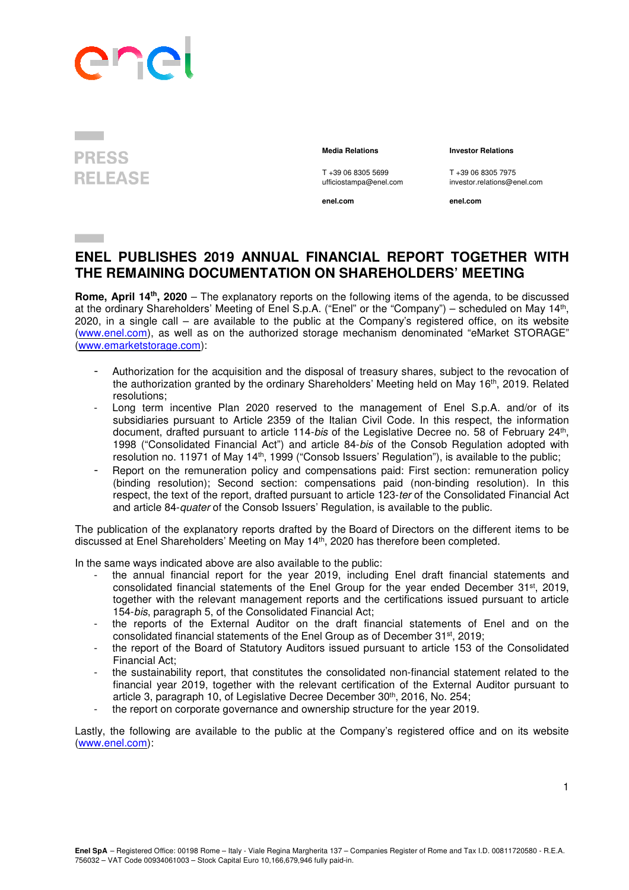**PRESS RELEASE**

**Media Relations**

T +39 06 8305 5699
ufficiostampa@enel.com

**enel.com**

**Investor Relations**

T +39 06 8305 7975
investor.relations@enel.com

**enel.com**

# ENEL PUBLISHES 2019 ANNUAL FINANCIAL REPORT TOGETHER WITH THE REMAINING DOCUMENTATION ON SHAREHOLDERS' MEETING

**Rome, April 14th, 2020** – The explanatory reports on the following items of the agenda, to be discussed at the ordinary Shareholders' Meeting of Enel S.p.A. ("Enel" or the "Company") – scheduled on May 14th, 2020, in a single call – are available to the public at the Company's registered office, on its website (www.enel.com), as well as on the authorized storage mechanism denominated "eMarket STORAGE" (www.emarketstorage.com):

- Authorization for the acquisition and the disposal of treasury shares, subject to the revocation of the authorization granted by the ordinary Shareholders' Meeting held on May 16th, 2019. Related resolutions;
- Long term incentive Plan 2020 reserved to the management of Enel S.p.A. and/or of its subsidiaries pursuant to Article 2359 of the Italian Civil Code. In this respect, the information document, drafted pursuant to article 114-*bis* of the Legislative Decree no. 58 of February 24th, 1998 ("Consolidated Financial Act") and article 84-*bis* of the Consob Regulation adopted with resolution no. 11971 of May 14th, 1999 ("Consob Issuers' Regulation"), is available to the public;
- Report on the remuneration policy and compensations paid: First section: remuneration policy (binding resolution); Second section: compensations paid (non-binding resolution). In this respect, the text of the report, drafted pursuant to article 123-*ter* of the Consolidated Financial Act and article 84-*quater* of the Consob Issuers' Regulation, is available to the public.

The publication of the explanatory reports drafted by the Board of Directors on the different items to be discussed at Enel Shareholders' Meeting on May 14th, 2020 has therefore been completed.

In the same ways indicated above are also available to the public:

- the annual financial report for the year 2019, including Enel draft financial statements and consolidated financial statements of the Enel Group for the year ended December 31st, 2019, together with the relevant management reports and the certifications issued pursuant to article 154-*bis*, paragraph 5, of the Consolidated Financial Act;
- the reports of the External Auditor on the draft financial statements of Enel and on the consolidated financial statements of the Enel Group as of December 31st, 2019;
- the report of the Board of Statutory Auditors issued pursuant to article 153 of the Consolidated Financial Act;
- the sustainability report, that constitutes the consolidated non-financial statement related to the financial year 2019, together with the relevant certification of the External Auditor pursuant to article 3, paragraph 10, of Legislative Decree December 30th, 2016, No. 254;
- the report on corporate governance and ownership structure for the year 2019.

Lastly, the following are available to the public at the Company's registered office and on its website (www.enel.com):

**Enel SpA** – Registered Office: 00198 Rome – Italy - Viale Regina Margherita 137 – Companies Register of Rome and Tax I.D. 00811720580 - R.E.A. 756032 – VAT Code 00934061003 – Stock Capital Euro 10,166,679,946 fully paid-in.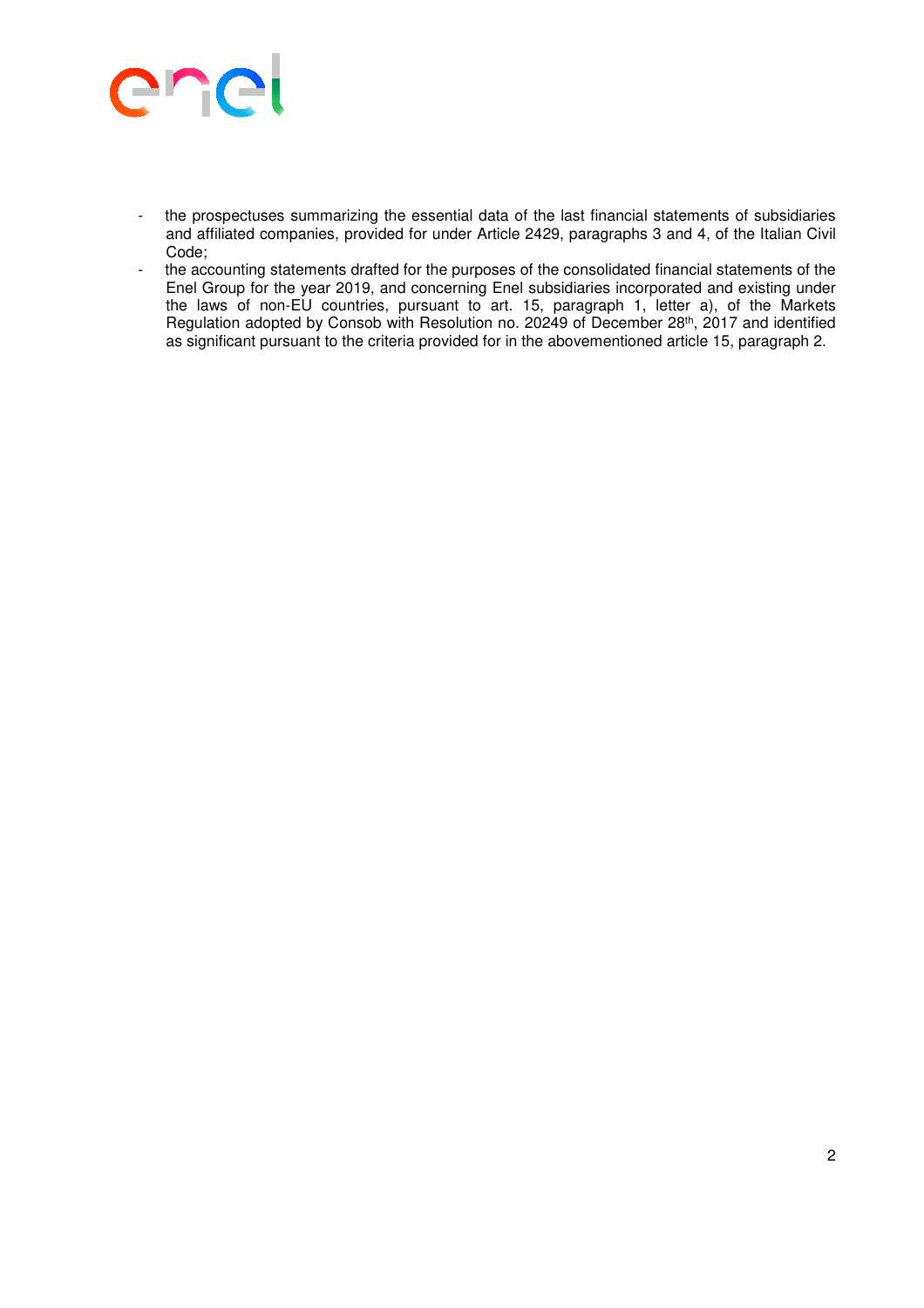- the prospectuses summarizing the essential data of the last financial statements of subsidiaries and affiliated companies, provided for under Article 2429, paragraphs 3 and 4, of the Italian Civil Code;
- the accounting statements drafted for the purposes of the consolidated financial statements of the Enel Group for the year 2019, and concerning Enel subsidiaries incorporated and existing under the laws of non-EU countries, pursuant to art. 15, paragraph 1, letter a), of the Markets Regulation adopted by Consob with Resolution no. 20249 of December 28th, 2017 and identified as significant pursuant to the criteria provided for in the abovementioned article 15, paragraph 2.